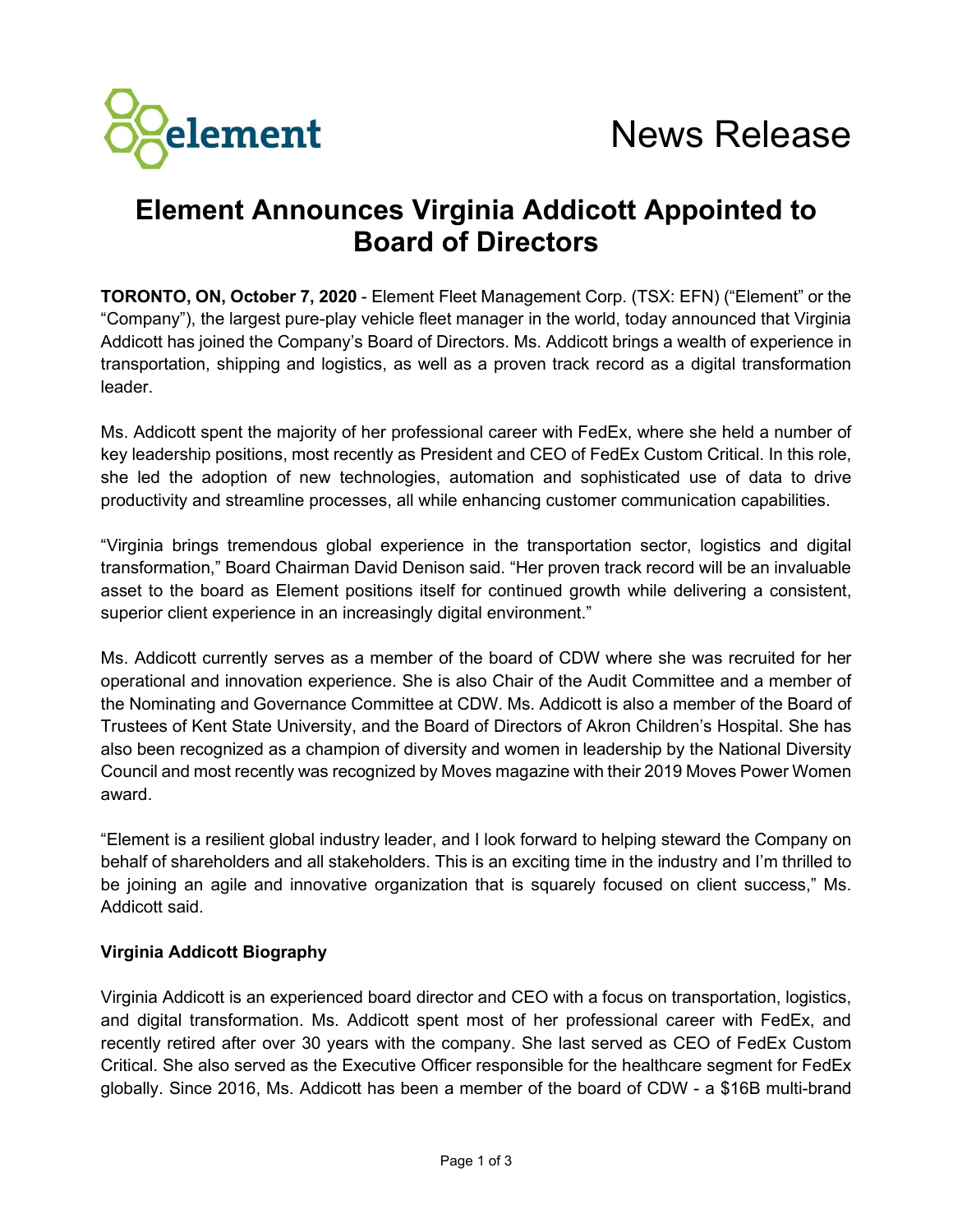element

News Release

# Element Announces Virginia Addicott Appointed to Board of Directors

**TORONTO, ON, October 7, 2020** - Element Fleet Management Corp. (TSX: EFN) ("Element" or the "Company"), the largest pure-play vehicle fleet manager in the world, today announced that Virginia Addicott has joined the Company's Board of Directors. Ms. Addicott brings a wealth of experience in transportation, shipping and logistics, as well as a proven track record as a digital transformation leader.

Ms. Addicott spent the majority of her professional career with FedEx, where she held a number of key leadership positions, most recently as President and CEO of FedEx Custom Critical. In this role, she led the adoption of new technologies, automation and sophisticated use of data to drive productivity and streamline processes, all while enhancing customer communication capabilities.

"Virginia brings tremendous global experience in the transportation sector, logistics and digital transformation," Board Chairman David Denison said. "Her proven track record will be an invaluable asset to the board as Element positions itself for continued growth while delivering a consistent, superior client experience in an increasingly digital environment."

Ms. Addicott currently serves as a member of the board of CDW where she was recruited for her operational and innovation experience. She is also Chair of the Audit Committee and a member of the Nominating and Governance Committee at CDW. Ms. Addicott is also a member of the Board of Trustees of Kent State University, and the Board of Directors of Akron Children's Hospital. She has also been recognized as a champion of diversity and women in leadership by the National Diversity Council and most recently was recognized by Moves magazine with their 2019 Moves Power Women award.

"Element is a resilient global industry leader, and I look forward to helping steward the Company on behalf of shareholders and all stakeholders. This is an exciting time in the industry and I'm thrilled to be joining an agile and innovative organization that is squarely focused on client success," Ms. Addicott said.

**Virginia Addicott Biography**

Virginia Addicott is an experienced board director and CEO with a focus on transportation, logistics, and digital transformation. Ms. Addicott spent most of her professional career with FedEx, and recently retired after over 30 years with the company. She last served as CEO of FedEx Custom Critical. She also served as the Executive Officer responsible for the healthcare segment for FedEx globally. Since 2016, Ms. Addicott has been a member of the board of CDW - a $16B multi-brand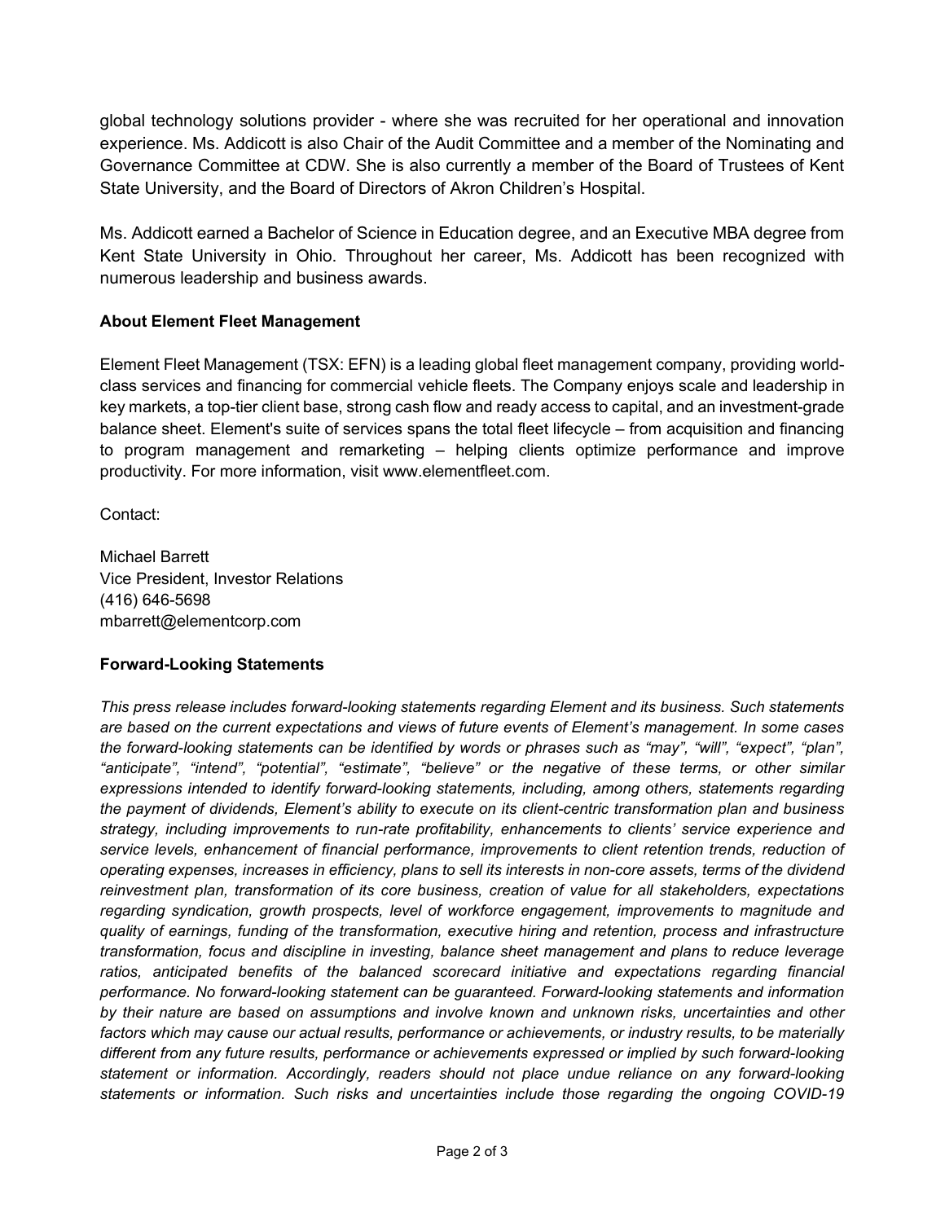global technology solutions provider - where she was recruited for her operational and innovation experience. Ms. Addicott is also Chair of the Audit Committee and a member of the Nominating and Governance Committee at CDW. She is also currently a member of the Board of Trustees of Kent State University, and the Board of Directors of Akron Children's Hospital.

Ms. Addicott earned a Bachelor of Science in Education degree, and an Executive MBA degree from Kent State University in Ohio. Throughout her career, Ms. Addicott has been recognized with numerous leadership and business awards.

**About Element Fleet Management**

Element Fleet Management (TSX: EFN) is a leading global fleet management company, providing world-class services and financing for commercial vehicle fleets. The Company enjoys scale and leadership in key markets, a top-tier client base, strong cash flow and ready access to capital, and an investment-grade balance sheet. Element's suite of services spans the total fleet lifecycle – from acquisition and financing to program management and remarketing – helping clients optimize performance and improve productivity. For more information, visit www.elementfleet.com.

Contact:

Michael Barrett
Vice President, Investor Relations
(416) 646-5698
mbarrett@elementcorp.com

**Forward-Looking Statements**

*This press release includes forward-looking statements regarding Element and its business. Such statements are based on the current expectations and views of future events of Element's management. In some cases the forward-looking statements can be identified by words or phrases such as "may", "will", "expect", "plan", "anticipate", "intend", "potential", "estimate", "believe" or the negative of these terms, or other similar expressions intended to identify forward-looking statements, including, among others, statements regarding the payment of dividends, Element's ability to execute on its client-centric transformation plan and business strategy, including improvements to run-rate profitability, enhancements to clients' service experience and service levels, enhancement of financial performance, improvements to client retention trends, reduction of operating expenses, increases in efficiency, plans to sell its interests in non-core assets, terms of the dividend reinvestment plan, transformation of its core business, creation of value for all stakeholders, expectations regarding syndication, growth prospects, level of workforce engagement, improvements to magnitude and quality of earnings, funding of the transformation, executive hiring and retention, process and infrastructure transformation, focus and discipline in investing, balance sheet management and plans to reduce leverage ratios, anticipated benefits of the balanced scorecard initiative and expectations regarding financial performance. No forward-looking statement can be guaranteed. Forward-looking statements and information by their nature are based on assumptions and involve known and unknown risks, uncertainties and other factors which may cause our actual results, performance or achievements, or industry results, to be materially different from any future results, performance or achievements expressed or implied by such forward-looking statement or information. Accordingly, readers should not place undue reliance on any forward-looking statements or information. Such risks and uncertainties include those regarding the ongoing COVID-19*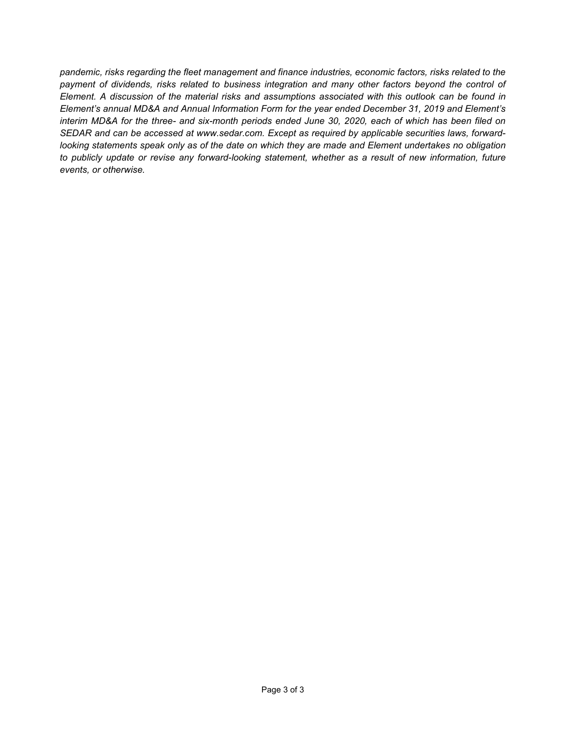*pandemic, risks regarding the fleet management and finance industries, economic factors, risks related to the payment of dividends, risks related to business integration and many other factors beyond the control of Element. A discussion of the material risks and assumptions associated with this outlook can be found in Element's annual MD&A and Annual Information Form for the year ended December 31, 2019 and Element's interim MD&A for the three- and six-month periods ended June 30, 2020, each of which has been filed on SEDAR and can be accessed at www.sedar.com. Except as required by applicable securities laws, forward-looking statements speak only as of the date on which they are made and Element undertakes no obligation to publicly update or revise any forward-looking statement, whether as a result of new information, future events, or otherwise.*